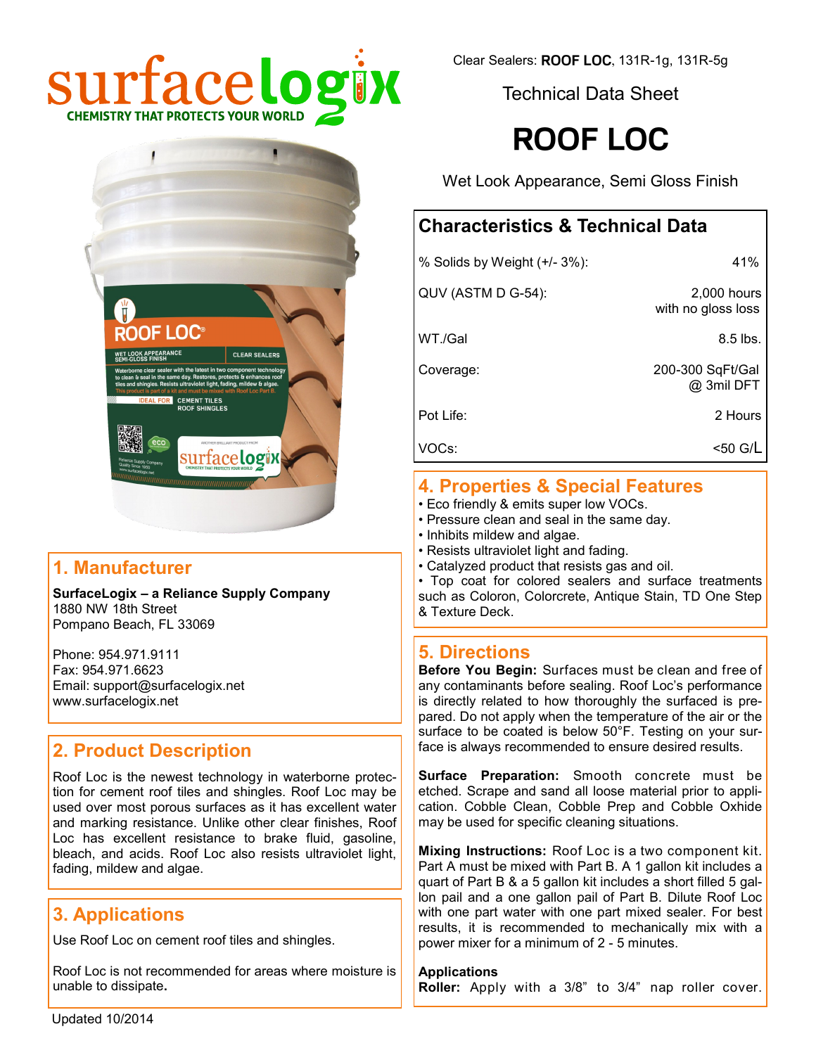Clear Sealers: **ROOF LOC**, 131R-1g, 131R-5g

Technical Data Sheet

# ROOF LOC

Wet Look Appearance, Semi Gloss Finish

## Characteristics & Technical Data

| | |
|---|---|
| % Solids by Weight (+/- 3%): | 41% |
| QUV (ASTM D G-54): | 2,000 hours with no gloss loss |
| WT./Gal | 8.5 lbs. |
| Coverage: | 200-300 SqFt/Gal @ 3mil DFT |
| Pot Life: | 2 Hours |
| VOCs: | <50 G/L |

## 1. Manufacturer

**SurfaceLogix – a Reliance Supply Company**
1880 NW 18th Street
Pompano Beach, FL 33069

Phone: 954.971.9111
Fax: 954.971.6623
Email: support@surfacelogix.net
www.surfacelogix.net

## 2. Product Description

Roof Loc is the newest technology in waterborne protection for cement roof tiles and shingles. Roof Loc may be used over most porous surfaces as it has excellent water and marking resistance. Unlike other clear finishes, Roof Loc has excellent resistance to brake fluid, gasoline, bleach, and acids. Roof Loc also resists ultraviolet light, fading, mildew and algae.

## 3. Applications

Use Roof Loc on cement roof tiles and shingles.

Roof Loc is not recommended for areas where moisture is unable to dissipate**.**

## 4. Properties & Special Features

- Eco friendly & emits super low VOCs.
- Pressure clean and seal in the same day.
- Inhibits mildew and algae.
- Resists ultraviolet light and fading.
- Catalyzed product that resists gas and oil.
- Top coat for colored sealers and surface treatments such as Coloron, Colorcrete, Antique Stain, TD One Step & Texture Deck.

## 5. Directions

**Before You Begin:** Surfaces must be clean and free of any contaminants before sealing. Roof Loc's performance is directly related to how thoroughly the surfaced is prepared. Do not apply when the temperature of the air or the surface to be coated is below 50°F. Testing on your surface is always recommended to ensure desired results.

**Surface Preparation:** Smooth concrete must be etched. Scrape and sand all loose material prior to application. Cobble Clean, Cobble Prep and Cobble Oxhide may be used for specific cleaning situations.

**Mixing Instructions:** Roof Loc is a two component kit. Part A must be mixed with Part B. A 1 gallon kit includes a quart of Part B & a 5 gallon kit includes a short filled 5 gallon pail and a one gallon pail of Part B. Dilute Roof Loc with one part water with one part mixed sealer. For best results, it is recommended to mechanically mix with a power mixer for a minimum of 2 - 5 minutes.

**Applications**
**Roller:** Apply with a 3/8" to 3/4" nap roller cover.

Updated 10/2014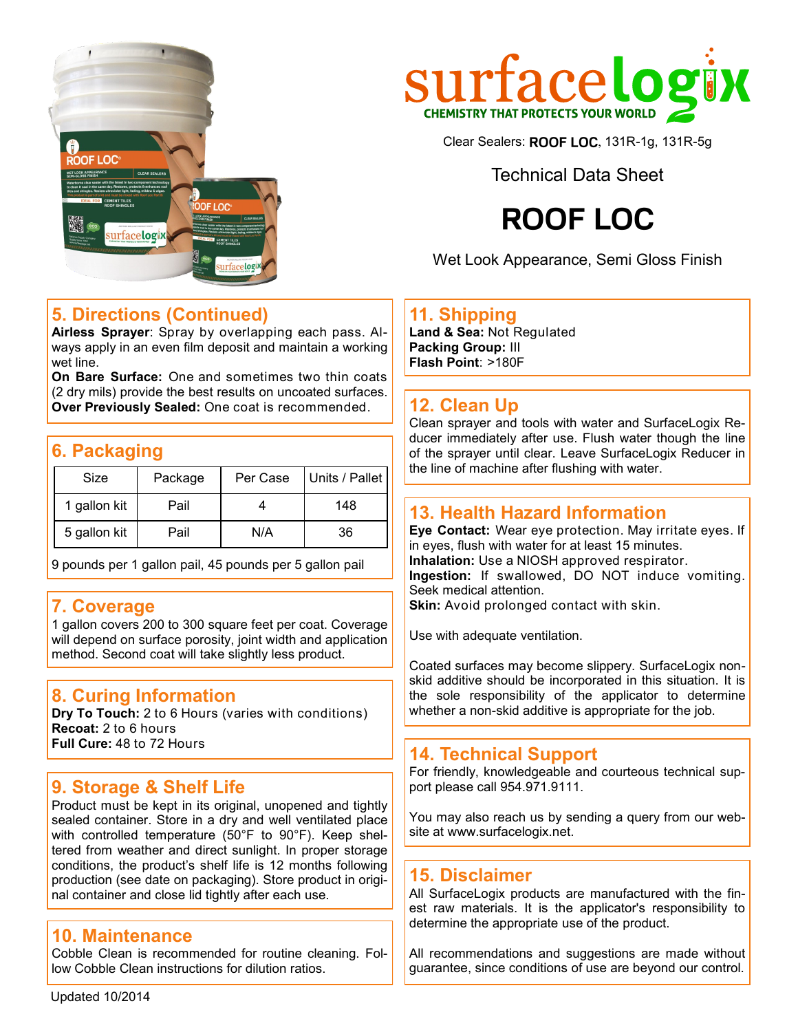surfacelogix
CHEMISTRY THAT PROTECTS YOUR WORLD

Clear Sealers: **ROOF LOC**, 131R-1g, 131R-5g

Technical Data Sheet

# ROOF LOC

Wet Look Appearance, Semi Gloss Finish

## 5. Directions (Continued)

**Airless Sprayer**: Spray by overlapping each pass. Always apply in an even film deposit and maintain a working wet line.

**On Bare Surface:** One and sometimes two thin coats (2 dry mils) provide the best results on uncoated surfaces.

**Over Previously Sealed:** One coat is recommended.

## 6. Packaging

| Size | Package | Per Case | Units / Pallet |
|---|---|---|---|
| 1 gallon kit | Pail | 4 | 148 |
| 5 gallon kit | Pail | N/A | 36 |

9 pounds per 1 gallon pail, 45 pounds per 5 gallon pail

## 7. Coverage

1 gallon covers 200 to 300 square feet per coat. Coverage will depend on surface porosity, joint width and application method. Second coat will take slightly less product.

## 8. Curing Information

**Dry To Touch:** 2 to 6 Hours (varies with conditions)
**Recoat:** 2 to 6 hours
**Full Cure:** 48 to 72 Hours

## 9. Storage & Shelf Life

Product must be kept in its original, unopened and tightly sealed container. Store in a dry and well ventilated place with controlled temperature (50°F to 90°F). Keep sheltered from weather and direct sunlight. In proper storage conditions, the product's shelf life is 12 months following production (see date on packaging). Store product in original container and close lid tightly after each use.

## 10. Maintenance

Cobble Clean is recommended for routine cleaning. Follow Cobble Clean instructions for dilution ratios.

## 11. Shipping

**Land & Sea:** Not Regulated
**Packing Group:** III
**Flash Point**: >180F

## 12. Clean Up

Clean sprayer and tools with water and SurfaceLogix Reducer immediately after use. Flush water though the line of the sprayer until clear. Leave SurfaceLogix Reducer in the line of machine after flushing with water.

## 13. Health Hazard Information

**Eye Contact:** Wear eye protection. May irritate eyes. If in eyes, flush with water for at least 15 minutes.
**Inhalation:** Use a NIOSH approved respirator.
**Ingestion:** If swallowed, DO NOT induce vomiting. Seek medical attention.
**Skin:** Avoid prolonged contact with skin.

Use with adequate ventilation.

Coated surfaces may become slippery. SurfaceLogix non-skid additive should be incorporated in this situation. It is the sole responsibility of the applicator to determine whether a non-skid additive is appropriate for the job.

## 14. Technical Support

For friendly, knowledgeable and courteous technical support please call 954.971.9111.

You may also reach us by sending a query from our website at www.surfacelogix.net.

## 15. Disclaimer

All SurfaceLogix products are manufactured with the finest raw materials. It is the applicator's responsibility to determine the appropriate use of the product.

All recommendations and suggestions are made without guarantee, since conditions of use are beyond our control.

Updated 10/2014